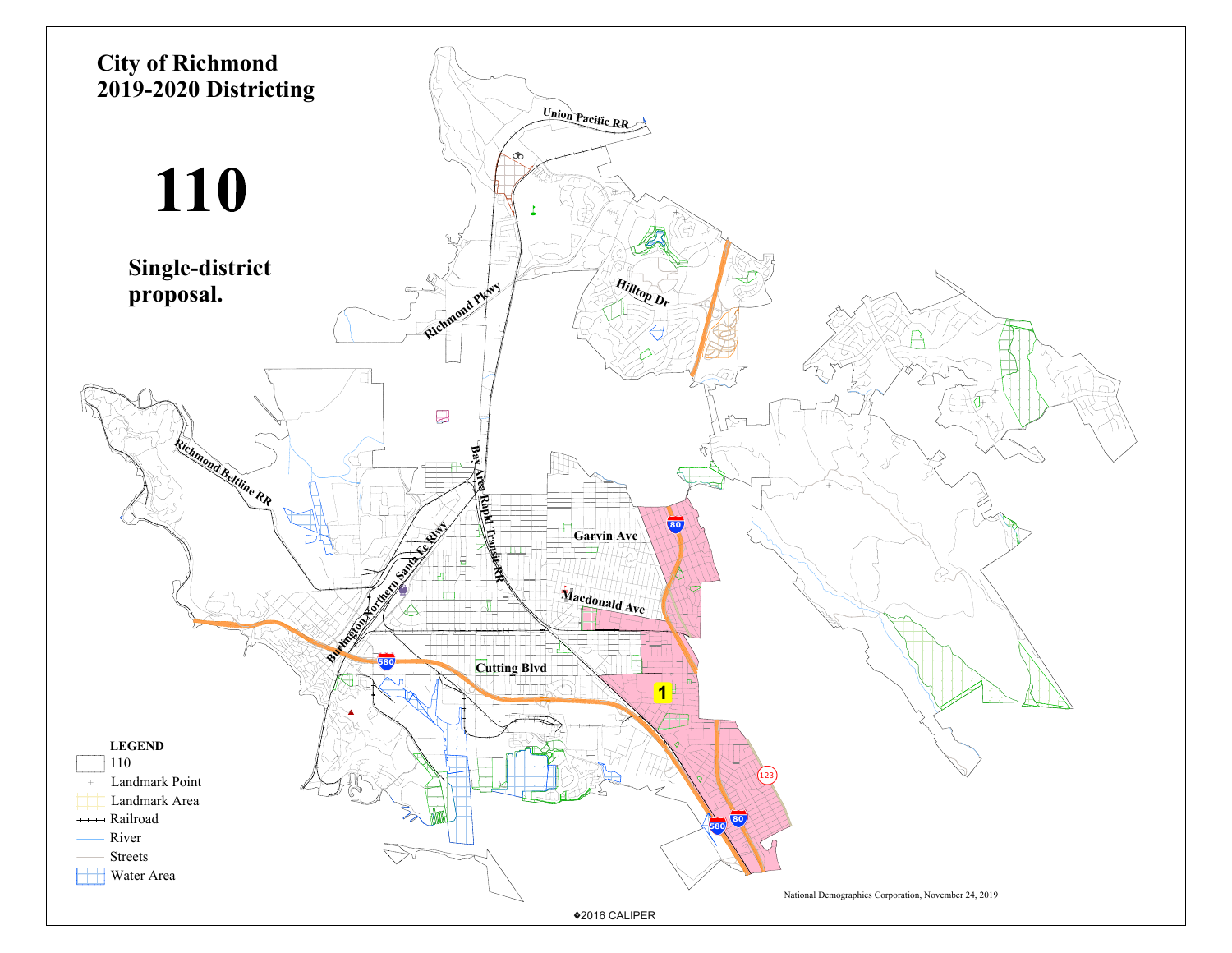# City of Richmond
# 2019-2020 Districting

# 110

## Single-district proposal.

Union Pacific RR

Richmond Pkwy

Hilltop Dr

Richmond Beltline RR

Bay Area Rapid Transit RR

Burlington Northern Santa Fe Rlwy

Garvin Ave

Macdonald Ave

Cutting Blvd

1

80

580

123

**LEGEND**

- 110
- Landmark Point
- Landmark Area
- Railroad
- River
- Streets
- Water Area

National Demographics Corporation, November 24, 2019

©2016 CALIPER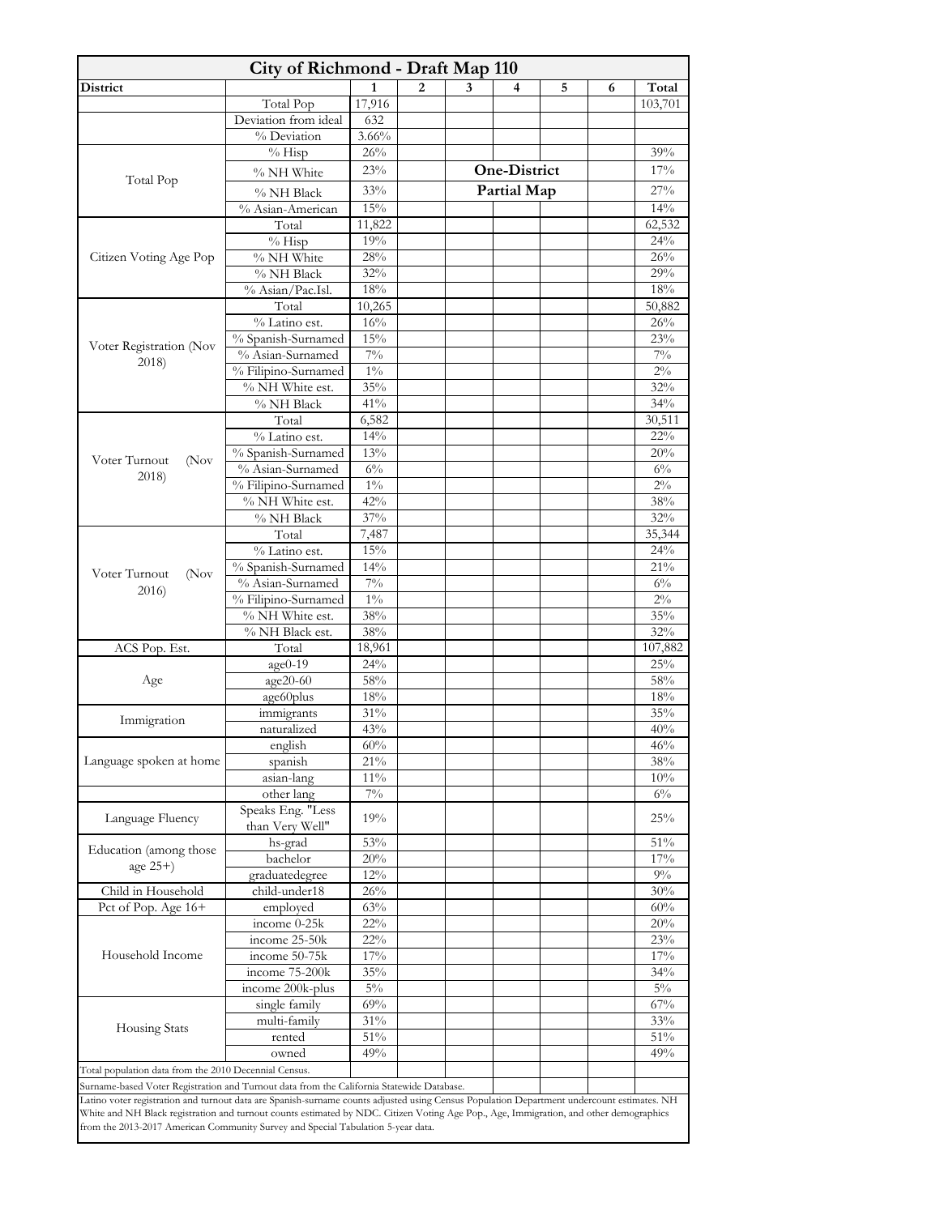## City of Richmond - Draft Map 110

| District | | 1 | 2 | 3 | 4 | 5 | 6 | Total |
|---|---|---|---|---|---|---|---|---|
| | Total Pop | 17,916 | | | | | | 103,701 |
| | Deviation from ideal | 632 | | | | | | |
| | % Deviation | 3.66% | | | | | | |
| Total Pop | % Hisp | 26% | | | | | | 39% |
| | % NH White | 23% | | | **One-District** | | | 17% |
| | % NH Black | 33% | | | **Partial Map** | | | 27% |
| | % Asian-American | 15% | | | | | | 14% |
| Citizen Voting Age Pop | Total | 11,822 | | | | | | 62,532 |
| | % Hisp | 19% | | | | | | 24% |
| | % NH White | 28% | | | | | | 26% |
| | % NH Black | 32% | | | | | | 29% |
| | % Asian/Pac.Isl. | 18% | | | | | | 18% |
| Voter Registration (Nov 2018) | Total | 10,265 | | | | | | 50,882 |
| | % Latino est. | 16% | | | | | | 26% |
| | % Spanish-Surnamed | 15% | | | | | | 23% |
| | % Asian-Surnamed | 7% | | | | | | 7% |
| | % Filipino-Surnamed | 1% | | | | | | 2% |
| | % NH White est. | 35% | | | | | | 32% |
| | % NH Black | 41% | | | | | | 34% |
| Voter Turnout (Nov 2018) | Total | 6,582 | | | | | | 30,511 |
| | % Latino est. | 14% | | | | | | 22% |
| | % Spanish-Surnamed | 13% | | | | | | 20% |
| | % Asian-Surnamed | 6% | | | | | | 6% |
| | % Filipino-Surnamed | 1% | | | | | | 2% |
| | % NH White est. | 42% | | | | | | 38% |
| | % NH Black | 37% | | | | | | 32% |
| Voter Turnout (Nov 2016) | Total | 7,487 | | | | | | 35,344 |
| | % Latino est. | 15% | | | | | | 24% |
| | % Spanish-Surnamed | 14% | | | | | | 21% |
| | % Asian-Surnamed | 7% | | | | | | 6% |
| | % Filipino-Surnamed | 1% | | | | | | 2% |
| | % NH White est. | 38% | | | | | | 35% |
| | % NH Black est. | 38% | | | | | | 32% |
| ACS Pop. Est. | Total | 18,961 | | | | | | 107,882 |
| Age | age0-19 | 24% | | | | | | 25% |
| | age20-60 | 58% | | | | | | 58% |
| | age60plus | 18% | | | | | | 18% |
| Immigration | immigrants | 31% | | | | | | 35% |
| | naturalized | 43% | | | | | | 40% |
| Language spoken at home | english | 60% | | | | | | 46% |
| | spanish | 21% | | | | | | 38% |
| | asian-lang | 11% | | | | | | 10% |
| | other lang | 7% | | | | | | 6% |
| Language Fluency | Speaks Eng. "Less than Very Well" | 19% | | | | | | 25% |
| Education (among those age 25+) | hs-grad | 53% | | | | | | 51% |
| | bachelor | 20% | | | | | | 17% |
| | graduatedegree | 12% | | | | | | 9% |
| Child in Household | child-under18 | 26% | | | | | | 30% |
| Pct of Pop. Age 16+ | employed | 63% | | | | | | 60% |
| Household Income | income 0-25k | 22% | | | | | | 20% |
| | income 25-50k | 22% | | | | | | 23% |
| | income 50-75k | 17% | | | | | | 17% |
| | income 75-200k | 35% | | | | | | 34% |
| | income 200k-plus | 5% | | | | | | 5% |
| Housing Stats | single family | 69% | | | | | | 67% |
| | multi-family | 31% | | | | | | 33% |
| | rented | 51% | | | | | | 51% |
| | owned | 49% | | | | | | 49% |

Total population data from the 2010 Decennial Census.

Surname-based Voter Registration and Turnout data from the California Statewide Database.

Latino voter registration and turnout data are Spanish-surname counts adjusted using Census Population Department undercount estimates. NH White and NH Black registration and turnout counts estimated by NDC. Citizen Voting Age Pop., Age, Immigration, and other demographics from the 2013-2017 American Community Survey and Special Tabulation 5-year data.